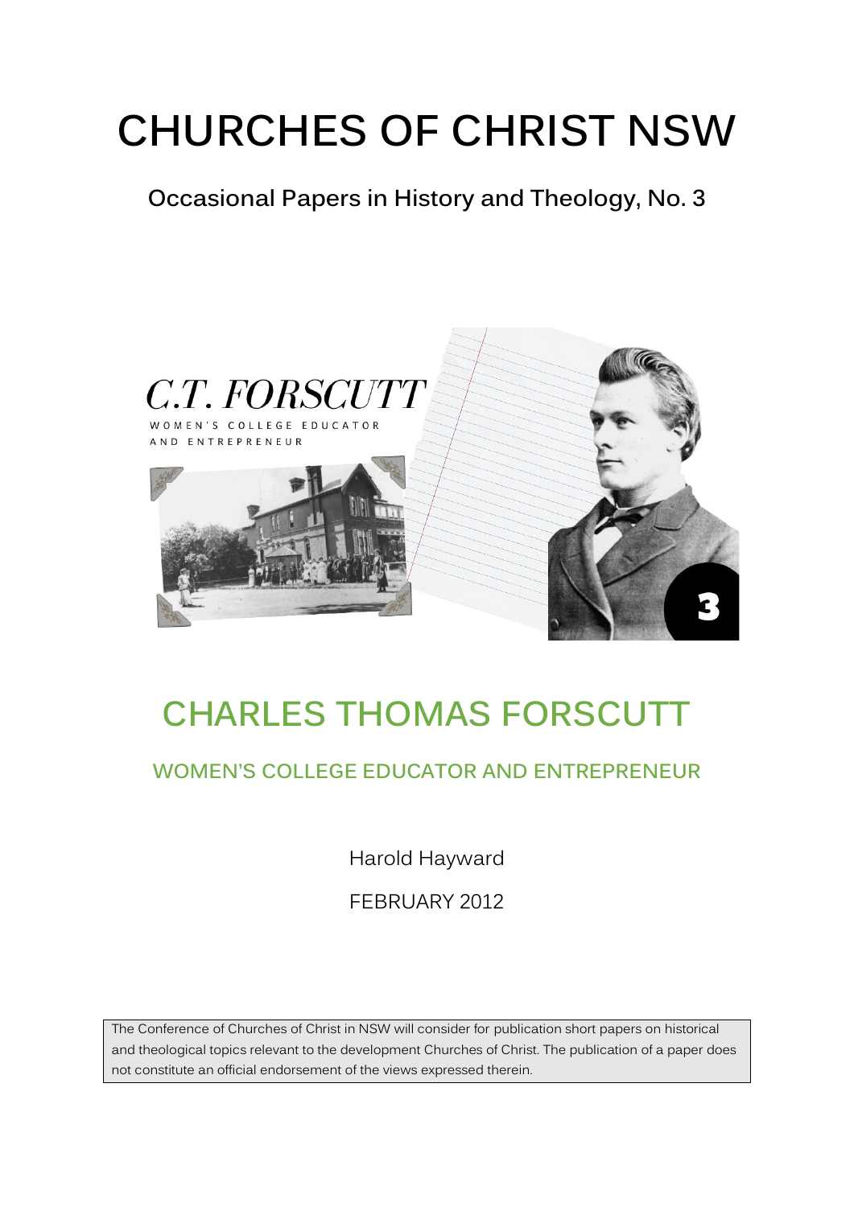# CHURCHES OF CHRIST NSW

**Occasional Papers in History and Theology, No. 3**

C.T. FORSCUTT

WOMEN'S COLLEGE EDUCATOR AND ENTREPRENEUR

3

## CHARLES THOMAS FORSCUTT

### WOMEN'S COLLEGE EDUCATOR AND ENTREPRENEUR

Harold Hayward

FEBRUARY 2012

The Conference of Churches of Christ in NSW will consider for publication short papers on historical and theological topics relevant to the development Churches of Christ. The publication of a paper does not constitute an official endorsement of the views expressed therein.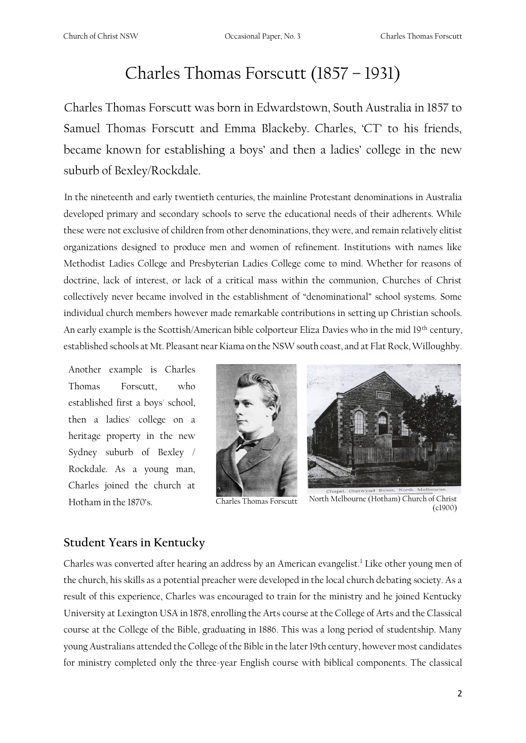# Charles Thomas Forscutt (1857 – 1931)

Charles Thomas Forscutt was born in Edwardstown, South Australia in 1857 to Samuel Thomas Forscutt and Emma Blackeby. Charles, 'CT' to his friends, became known for establishing a boys' and then a ladies' college in the new suburb of Bexley/Rockdale.

In the nineteenth and early twentieth centuries, the mainline Protestant denominations in Australia developed primary and secondary schools to serve the educational needs of their adherents. While these were not exclusive of children from other denominations, they were, and remain relatively elitist organizations designed to produce men and women of refinement. Institutions with names like Methodist Ladies College and Presbyterian Ladies College come to mind. Whether for reasons of doctrine, lack of interest, or lack of a critical mass within the communion, Churches of Christ collectively never became involved in the establishment of "denominational" school systems. Some individual church members however made remarkable contributions in setting up Christian schools. An early example is the Scottish/American bible colporteur Eliza Davies who in the mid 19th century, established schools at Mt. Pleasant near Kiama on the NSW south coast, and at Flat Rock, Willoughby.

Another example is Charles Thomas Forscutt, who established first a boys' school, then a ladies' college on a heritage property in the new Sydney suburb of Bexley / Rockdale. As a young man, Charles joined the church at Hotham in the 1870's.

Charles Thomas Forscutt

North Melbourne (Hotham) Church of Christ (c1900)

## Student Years in Kentucky

Charles was converted after hearing an address by an American evangelist.[1] Like other young men of the church, his skills as a potential preacher were developed in the local church debating society. As a result of this experience, Charles was encouraged to train for the ministry and he joined Kentucky University at Lexington USA in 1878, enrolling the Arts course at the College of Arts and the Classical course at the College of the Bible, graduating in 1886. This was a long period of studentship. Many young Australians attended the College of the Bible in the later 19th century, however most candidates for ministry completed only the three-year English course with biblical components. The classical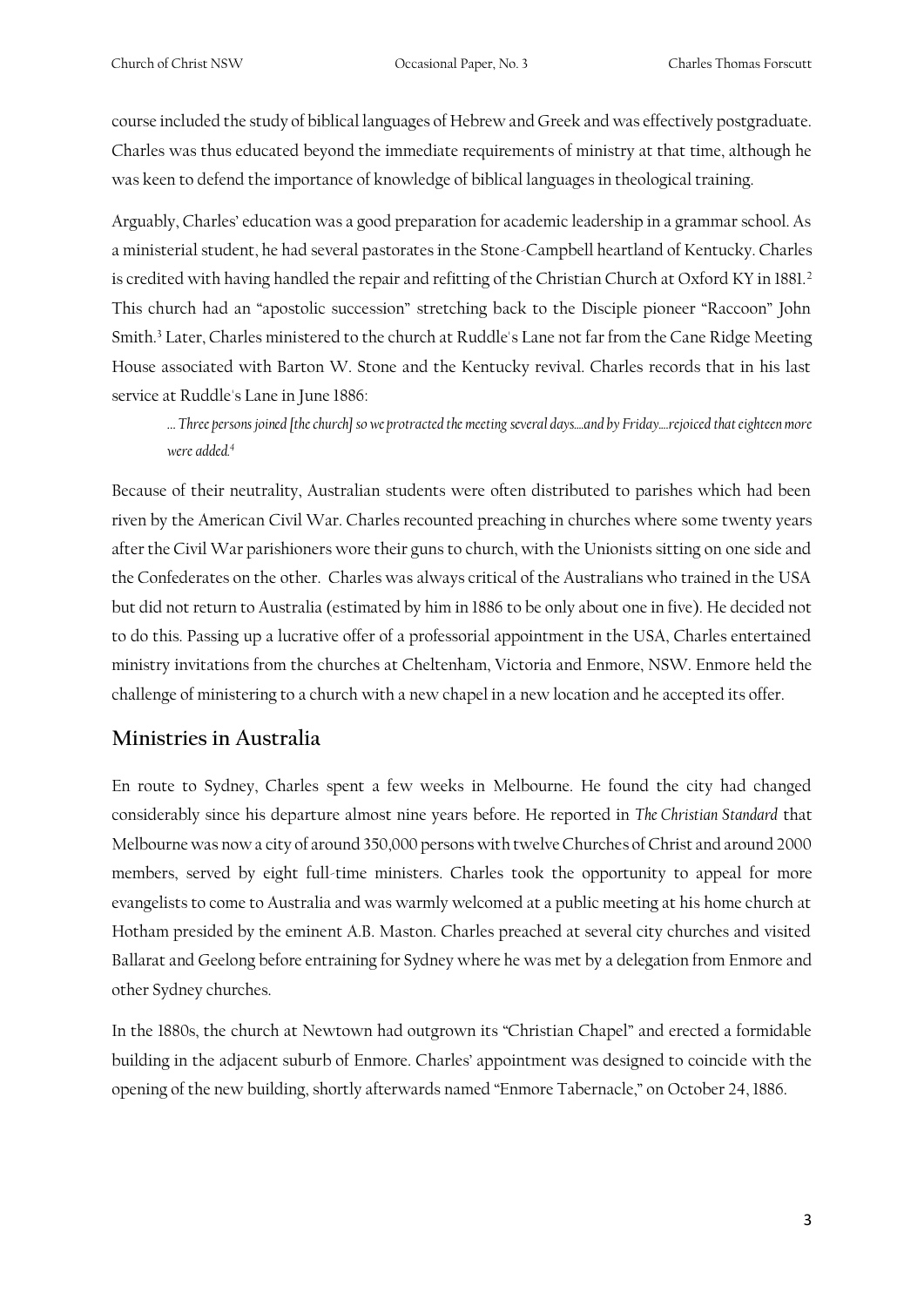course included the study of biblical languages of Hebrew and Greek and was effectively postgraduate. Charles was thus educated beyond the immediate requirements of ministry at that time, although he was keen to defend the importance of knowledge of biblical languages in theological training.

Arguably, Charles' education was a good preparation for academic leadership in a grammar school. As a ministerial student, he had several pastorates in the Stone-Campbell heartland of Kentucky. Charles is credited with having handled the repair and refitting of the Christian Church at Oxford KY in 1881.[2] This church had an "apostolic succession" stretching back to the Disciple pioneer "Raccoon" John Smith.[3] Later, Charles ministered to the church at Ruddle's Lane not far from the Cane Ridge Meeting House associated with Barton W. Stone and the Kentucky revival. Charles records that in his last service at Ruddle's Lane in June 1886:

> *... Three persons joined [the church] so we protracted the meeting several days....and by Friday....rejoiced that eighteen more were added.*[4]

Because of their neutrality, Australian students were often distributed to parishes which had been riven by the American Civil War. Charles recounted preaching in churches where some twenty years after the Civil War parishioners wore their guns to church, with the Unionists sitting on one side and the Confederates on the other. Charles was always critical of the Australians who trained in the USA but did not return to Australia (estimated by him in 1886 to be only about one in five). He decided not to do this. Passing up a lucrative offer of a professorial appointment in the USA, Charles entertained ministry invitations from the churches at Cheltenham, Victoria and Enmore, NSW. Enmore held the challenge of ministering to a church with a new chapel in a new location and he accepted its offer.

## Ministries in Australia

En route to Sydney, Charles spent a few weeks in Melbourne. He found the city had changed considerably since his departure almost nine years before. He reported in *The Christian Standard* that Melbourne was now a city of around 350,000 persons with twelve Churches of Christ and around 2000 members, served by eight full-time ministers. Charles took the opportunity to appeal for more evangelists to come to Australia and was warmly welcomed at a public meeting at his home church at Hotham presided by the eminent A.B. Maston. Charles preached at several city churches and visited Ballarat and Geelong before entraining for Sydney where he was met by a delegation from Enmore and other Sydney churches.

In the 1880s, the church at Newtown had outgrown its "Christian Chapel" and erected a formidable building in the adjacent suburb of Enmore. Charles' appointment was designed to coincide with the opening of the new building, shortly afterwards named "Enmore Tabernacle," on October 24, 1886.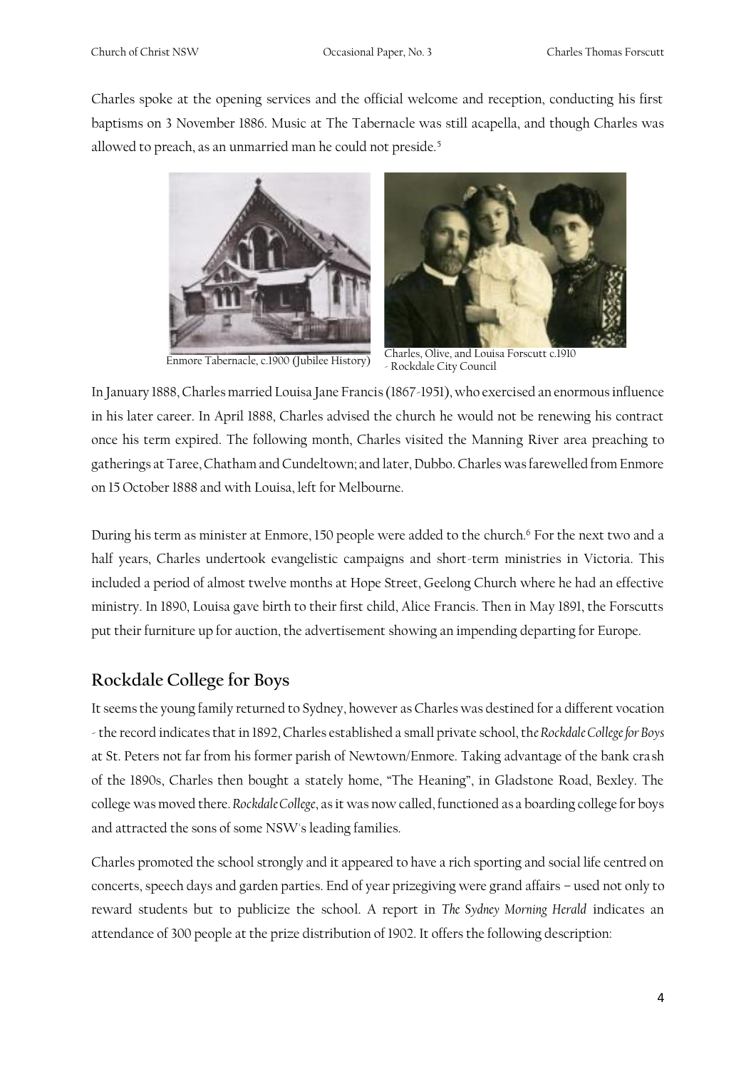Charles spoke at the opening services and the official welcome and reception, conducting his first baptisms on 3 November 1886. Music at The Tabernacle was still acapella, and though Charles was allowed to preach, as an unmarried man he could not preside.[5]

Enmore Tabernacle, c.1900 (Jubilee History)

Charles, Olive, and Louisa Forscutt c.1910 - Rockdale City Council

In January 1888, Charles married Louisa Jane Francis (1867-1951), who exercised an enormous influence in his later career. In April 1888, Charles advised the church he would not be renewing his contract once his term expired. The following month, Charles visited the Manning River area preaching to gatherings at Taree, Chatham and Cundeltown; and later, Dubbo. Charles was farewelled from Enmore on 15 October 1888 and with Louisa, left for Melbourne.

During his term as minister at Enmore, 150 people were added to the church.[6] For the next two and a half years, Charles undertook evangelistic campaigns and short-term ministries in Victoria. This included a period of almost twelve months at Hope Street, Geelong Church where he had an effective ministry. In 1890, Louisa gave birth to their first child, Alice Francis. Then in May 1891, the Forscutts put their furniture up for auction, the advertisement showing an impending departing for Europe.

## Rockdale College for Boys

It seems the young family returned to Sydney, however as Charles was destined for a different vocation - the record indicates that in 1892, Charles established a small private school, th*e Rockdale College for Boys* at St. Peters not far from his former parish of Newtown/Enmore. Taking advantage of the bank crash of the 1890s, Charles then bought a stately home, "The Heaning", in Gladstone Road, Bexley. The college was moved there. *Rockdale College*, as it was now called, functioned as a boarding college for boys and attracted the sons of some NSW's leading families.

Charles promoted the school strongly and it appeared to have a rich sporting and social life centred on concerts, speech days and garden parties. End of year prizegiving were grand affairs – used not only to reward students but to publicize the school. A report in *The Sydney Morning Herald* indicates an attendance of 300 people at the prize distribution of 1902. It offers the following description: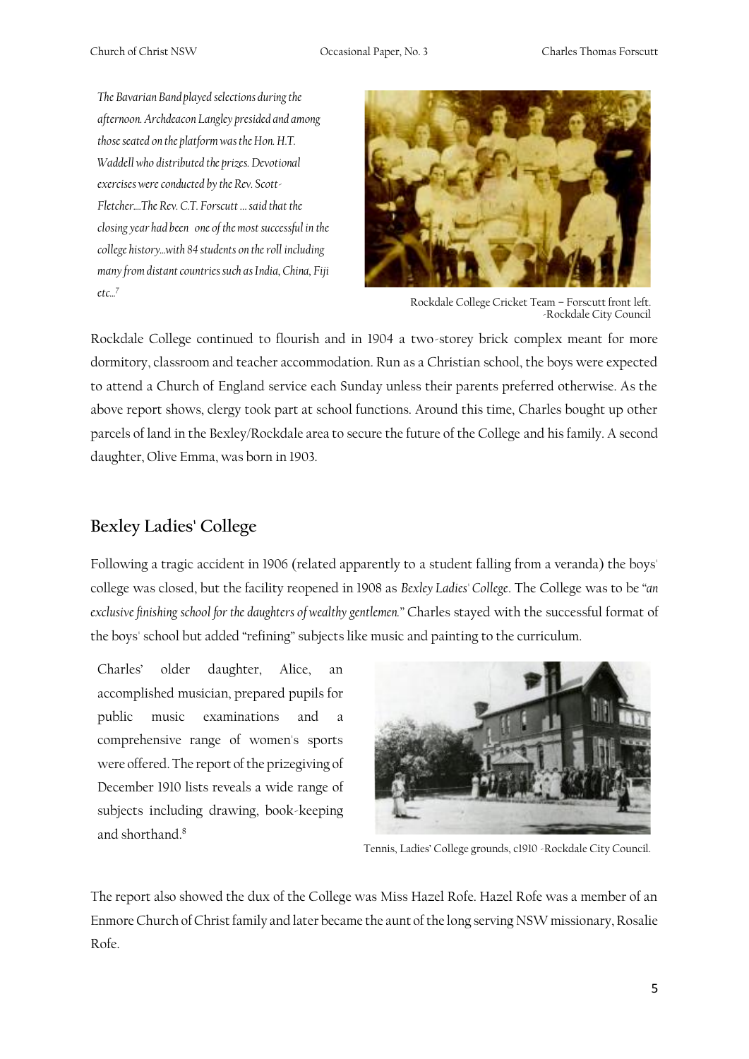*The Bavarian Band played selections during the afternoon. Archdeacon Langley presided and among those seated on the platform was the Hon. H.T. Waddell who distributed the prizes. Devotional exercises were conducted by the Rev. Scott-Fletcher....The Rev. C.T. Forscutt ... said that the closing year had been one of the most successful in the college history...with 84 students on the roll including many from distant countries such as India, China, Fiji etc...*[7]

Rockdale College Cricket Team – Forscutt front left. -Rockdale City Council

Rockdale College continued to flourish and in 1904 a two-storey brick complex meant for more dormitory, classroom and teacher accommodation. Run as a Christian school, the boys were expected to attend a Church of England service each Sunday unless their parents preferred otherwise. As the above report shows, clergy took part at school functions. Around this time, Charles bought up other parcels of land in the Bexley/Rockdale area to secure the future of the College and his family. A second daughter, Olive Emma, was born in 1903.

## Bexley Ladies' College

Following a tragic accident in 1906 (related apparently to a student falling from a veranda) the boys' college was closed, but the facility reopened in 1908 as *Bexley Ladies' College*. The College was to be "*an exclusive finishing school for the daughters of wealthy gentlemen.*" Charles stayed with the successful format of the boys' school but added "refining" subjects like music and painting to the curriculum.

Charles' older daughter, Alice, an accomplished musician, prepared pupils for public music examinations and a comprehensive range of women's sports were offered. The report of the prizegiving of December 1910 lists reveals a wide range of subjects including drawing, book-keeping and shorthand.[8]

Tennis, Ladies' College grounds, c1910 -Rockdale City Council.

The report also showed the dux of the College was Miss Hazel Rofe. Hazel Rofe was a member of an Enmore Church of Christ family and later became the aunt of the long serving NSW missionary, Rosalie Rofe.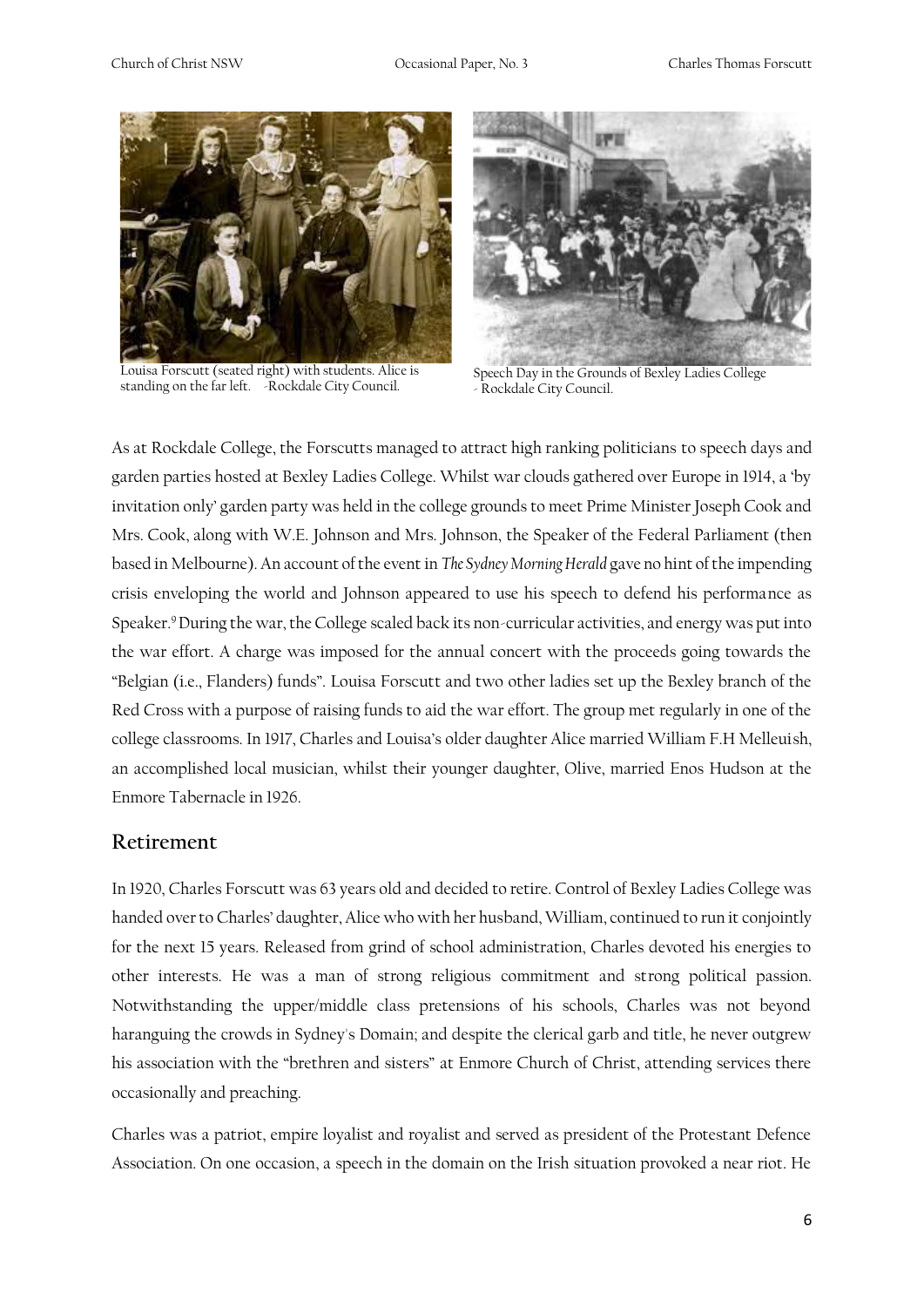Louisa Forscutt (seated right) with students. Alice is standing on the far left. -Rockdale City Council.

Speech Day in the Grounds of Bexley Ladies College - Rockdale City Council.

As at Rockdale College, the Forscutts managed to attract high ranking politicians to speech days and garden parties hosted at Bexley Ladies College. Whilst war clouds gathered over Europe in 1914, a 'by invitation only' garden party was held in the college grounds to meet Prime Minister Joseph Cook and Mrs. Cook, along with W.E. Johnson and Mrs. Johnson, the Speaker of the Federal Parliament (then based in Melbourne). An account of the event in *The Sydney Morning Herald* gave no hint of the impending crisis enveloping the world and Johnson appeared to use his speech to defend his performance as Speaker.[9] During the war, the College scaled back its non-curricular activities, and energy was put into the war effort. A charge was imposed for the annual concert with the proceeds going towards the "Belgian (i.e., Flanders) funds". Louisa Forscutt and two other ladies set up the Bexley branch of the Red Cross with a purpose of raising funds to aid the war effort. The group met regularly in one of the college classrooms. In 1917, Charles and Louisa's older daughter Alice married William F.H Melleuish, an accomplished local musician, whilst their younger daughter, Olive, married Enos Hudson at the Enmore Tabernacle in 1926.

## Retirement

In 1920, Charles Forscutt was 63 years old and decided to retire. Control of Bexley Ladies College was handed over to Charles' daughter, Alice who with her husband, William, continued to run it conjointly for the next 15 years. Released from grind of school administration, Charles devoted his energies to other interests. He was a man of strong religious commitment and strong political passion. Notwithstanding the upper/middle class pretensions of his schools, Charles was not beyond haranguing the crowds in Sydney's Domain; and despite the clerical garb and title, he never outgrew his association with the "brethren and sisters" at Enmore Church of Christ, attending services there occasionally and preaching.

Charles was a patriot, empire loyalist and royalist and served as president of the Protestant Defence Association. On one occasion, a speech in the domain on the Irish situation provoked a near riot. He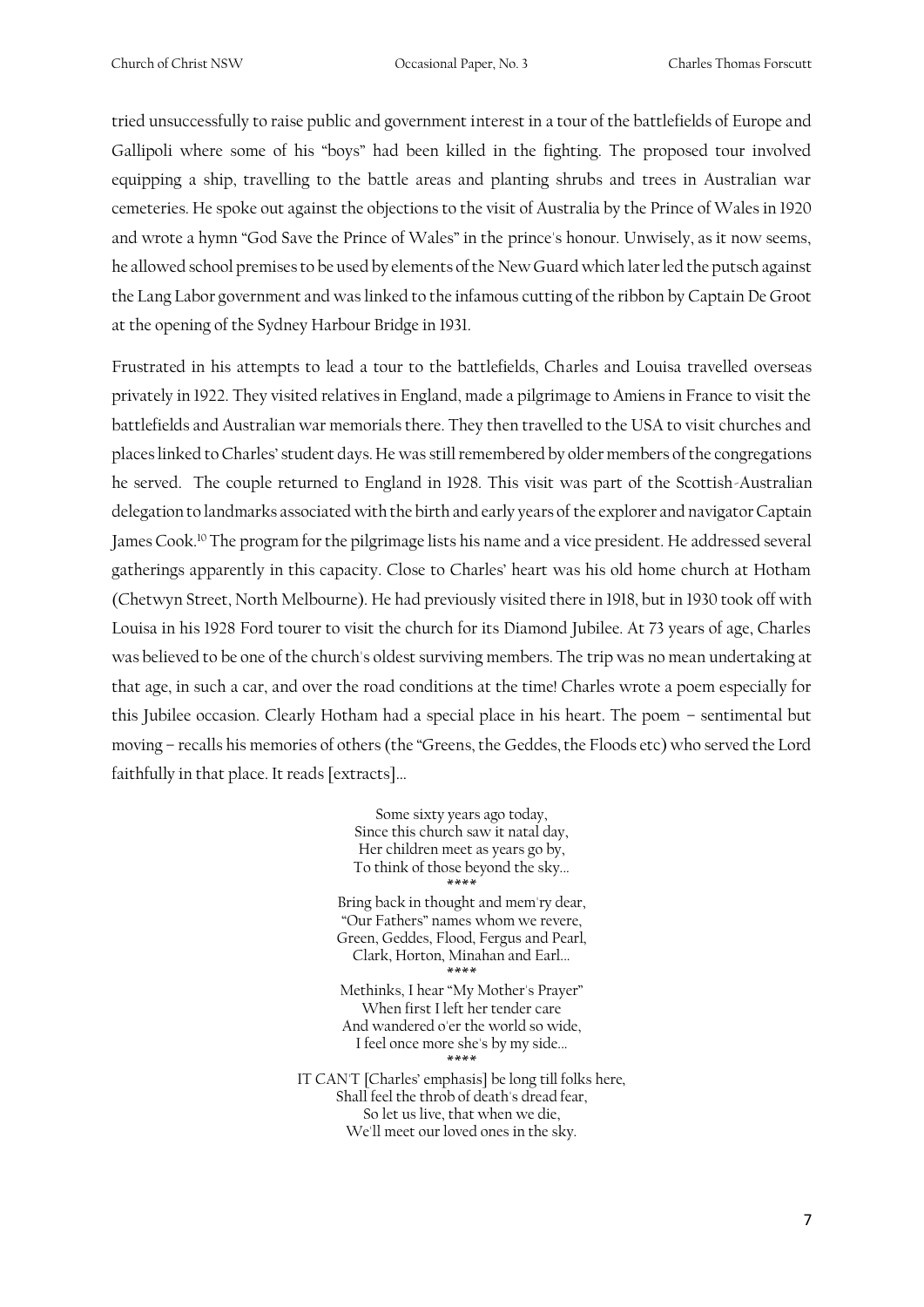tried unsuccessfully to raise public and government interest in a tour of the battlefields of Europe and Gallipoli where some of his "boys" had been killed in the fighting. The proposed tour involved equipping a ship, travelling to the battle areas and planting shrubs and trees in Australian war cemeteries. He spoke out against the objections to the visit of Australia by the Prince of Wales in 1920 and wrote a hymn "God Save the Prince of Wales" in the prince's honour. Unwisely, as it now seems, he allowed school premises to be used by elements of the New Guard which later led the putsch against the Lang Labor government and was linked to the infamous cutting of the ribbon by Captain De Groot at the opening of the Sydney Harbour Bridge in 1931.

Frustrated in his attempts to lead a tour to the battlefields, Charles and Louisa travelled overseas privately in 1922. They visited relatives in England, made a pilgrimage to Amiens in France to visit the battlefields and Australian war memorials there. They then travelled to the USA to visit churches and places linked to Charles' student days. He was still remembered by older members of the congregations he served. The couple returned to England in 1928. This visit was part of the Scottish-Australian delegation to landmarks associated with the birth and early years of the explorer and navigator Captain James Cook.[10] The program for the pilgrimage lists his name and a vice president. He addressed several gatherings apparently in this capacity. Close to Charles' heart was his old home church at Hotham (Chetwyn Street, North Melbourne). He had previously visited there in 1918, but in 1930 took off with Louisa in his 1928 Ford tourer to visit the church for its Diamond Jubilee. At 73 years of age, Charles was believed to be one of the church's oldest surviving members. The trip was no mean undertaking at that age, in such a car, and over the road conditions at the time! Charles wrote a poem especially for this Jubilee occasion. Clearly Hotham had a special place in his heart. The poem – sentimental but moving – recalls his memories of others (the "Greens, the Geddes, the Floods etc) who served the Lord faithfully in that place. It reads [extracts]…

Some sixty years ago today,  
Since this church saw it natal day,  
Her children meet as years go by,  
To think of those beyond the sky…

****

Bring back in thought and mem'ry dear,  
"Our Fathers" names whom we revere,  
Green, Geddes, Flood, Fergus and Pearl,  
Clark, Horton, Minahan and Earl…

****

Methinks, I hear "My Mother's Prayer"  
When first I left her tender care  
And wandered o'er the world so wide,  
I feel once more she's by my side…

****

IT CAN'T [Charles' emphasis] be long till folks here,  
Shall feel the throb of death's dread fear,  
So let us live, that when we die,  
We'll meet our loved ones in the sky.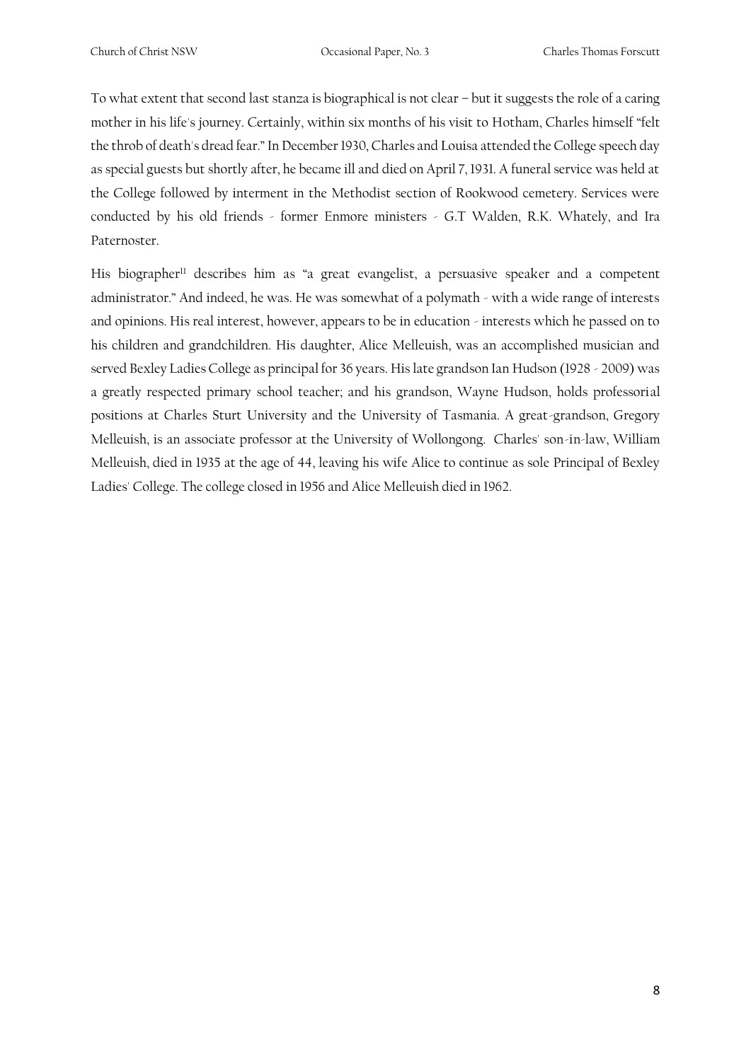To what extent that second last stanza is biographical is not clear – but it suggests the role of a caring mother in his life's journey. Certainly, within six months of his visit to Hotham, Charles himself "felt the throb of death's dread fear." In December 1930, Charles and Louisa attended the College speech day as special guests but shortly after, he became ill and died on April 7, 1931. A funeral service was held at the College followed by interment in the Methodist section of Rookwood cemetery. Services were conducted by his old friends - former Enmore ministers - G.T Walden, R.K. Whately, and Ira Paternoster.

His biographer[11] describes him as "a great evangelist, a persuasive speaker and a competent administrator." And indeed, he was. He was somewhat of a polymath - with a wide range of interests and opinions. His real interest, however, appears to be in education - interests which he passed on to his children and grandchildren. His daughter, Alice Melleuish, was an accomplished musician and served Bexley Ladies College as principal for 36 years. His late grandson Ian Hudson (1928 - 2009) was a greatly respected primary school teacher; and his grandson, Wayne Hudson, holds professorial positions at Charles Sturt University and the University of Tasmania. A great-grandson, Gregory Melleuish, is an associate professor at the University of Wollongong. Charles' son-in-law, William Melleuish, died in 1935 at the age of 44, leaving his wife Alice to continue as sole Principal of Bexley Ladies' College. The college closed in 1956 and Alice Melleuish died in 1962.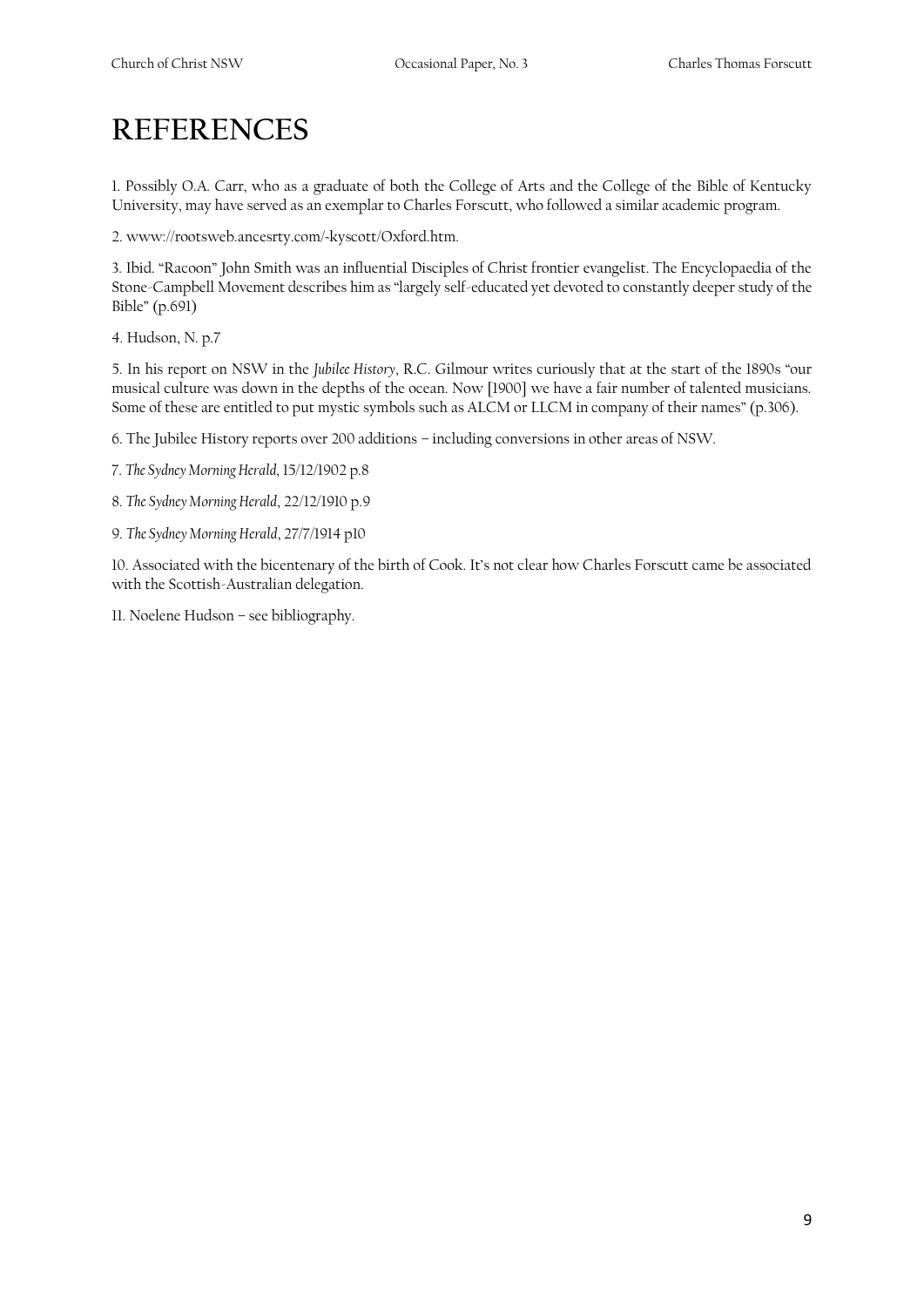# REFERENCES

1. Possibly O.A. Carr, who as a graduate of both the College of Arts and the College of the Bible of Kentucky University, may have served as an exemplar to Charles Forscutt, who followed a similar academic program.

2. www://rootsweb.ancesrty.com/-kyscott/Oxford.htm.

3. Ibid. "Racoon" John Smith was an influential Disciples of Christ frontier evangelist. The Encyclopaedia of the Stone-Campbell Movement describes him as "largely self-educated yet devoted to constantly deeper study of the Bible" (p.691)

4. Hudson, N. p.7

5. In his report on NSW in the *Jubilee History*, R.C. Gilmour writes curiously that at the start of the 1890s "our musical culture was down in the depths of the ocean. Now [1900] we have a fair number of talented musicians. Some of these are entitled to put mystic symbols such as ALCM or LLCM in company of their names" (p.306).

6. The Jubilee History reports over 200 additions – including conversions in other areas of NSW.

7. *The Sydney Morning Herald*, 15/12/1902 p.8

8. *The Sydney Morning Herald*, 22/12/1910 p.9

9. *The Sydney Morning Herald*, 27/7/1914 p10

10. Associated with the bicentenary of the birth of Cook. It's not clear how Charles Forscutt came be associated with the Scottish-Australian delegation.

11. Noelene Hudson – see bibliography.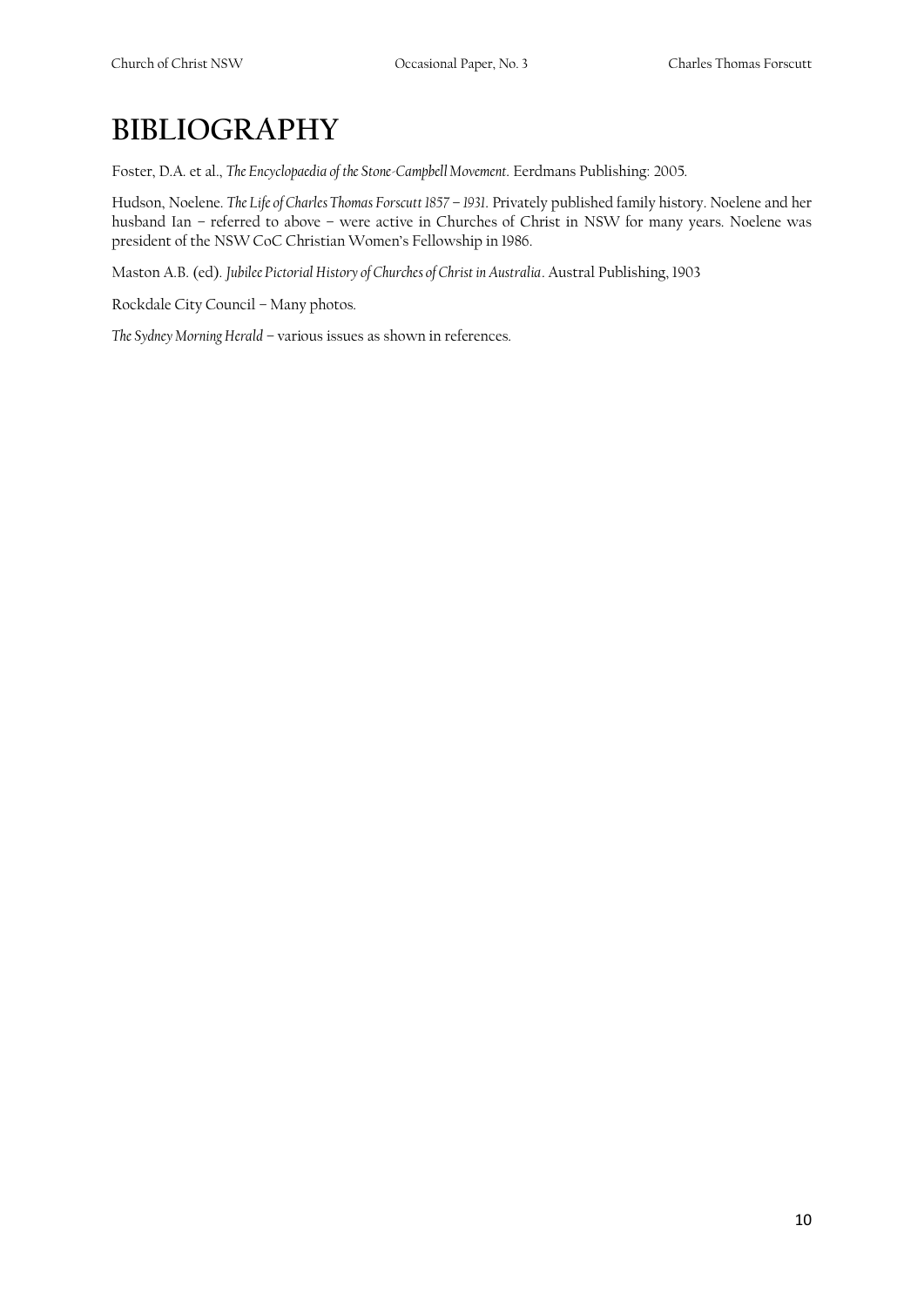# BIBLIOGRAPHY

Foster, D.A. et al., *The Encyclopaedia of the Stone-Campbell Movement*. Eerdmans Publishing: 2005.

Hudson, Noelene. *The Life of Charles Thomas Forscutt 1857 – 1931.* Privately published family history. Noelene and her husband Ian – referred to above – were active in Churches of Christ in NSW for many years. Noelene was president of the NSW CoC Christian Women's Fellowship in 1986.

Maston A.B. (ed). *Jubilee Pictorial History of Churches of Christ in Australia*. Austral Publishing, 1903

Rockdale City Council – Many photos.

*The Sydney Morning Herald* – various issues as shown in references.